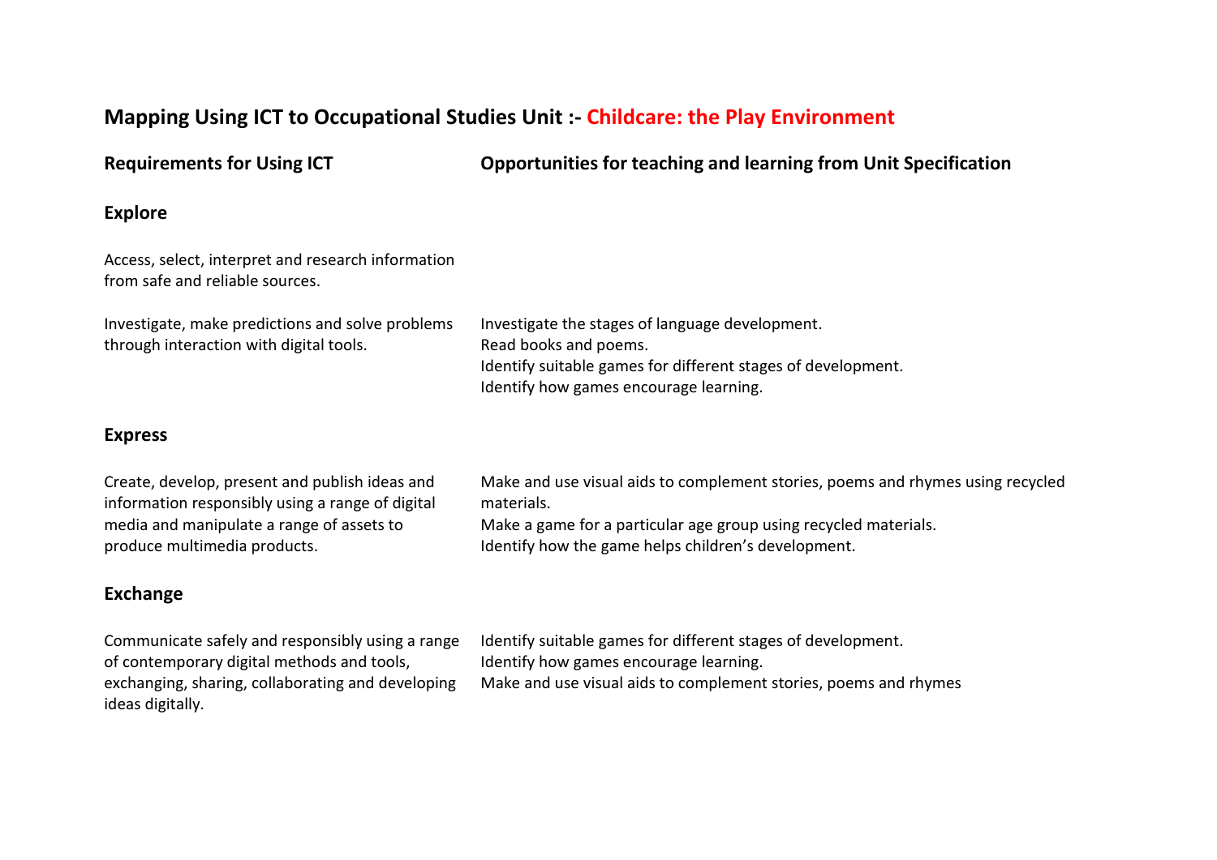# Mapping Using ICT to Occupational Studies Unit :- Childcare: the Play Environment

| Requirements for Using ICT | Opportunities for teaching and learning from Unit Specification |
| --- | --- |
| **Explore** | |
| Access, select, interpret and research information from safe and reliable sources. | |
| Investigate, make predictions and solve problems through interaction with digital tools. | Investigate the stages of language development.<br>Read books and poems.<br>Identify suitable games for different stages of development.<br>Identify how games encourage learning. |
| **Express** | |
| Create, develop, present and publish ideas and information responsibly using a range of digital media and manipulate a range of assets to produce multimedia products. | Make and use visual aids to complement stories, poems and rhymes using recycled materials.<br>Make a game for a particular age group using recycled materials.<br>Identify how the game helps children's development. |
| **Exchange** | |
| Communicate safely and responsibly using a range of contemporary digital methods and tools, exchanging, sharing, collaborating and developing ideas digitally. | Identify suitable games for different stages of development.<br>Identify how games encourage learning.<br>Make and use visual aids to complement stories, poems and rhymes |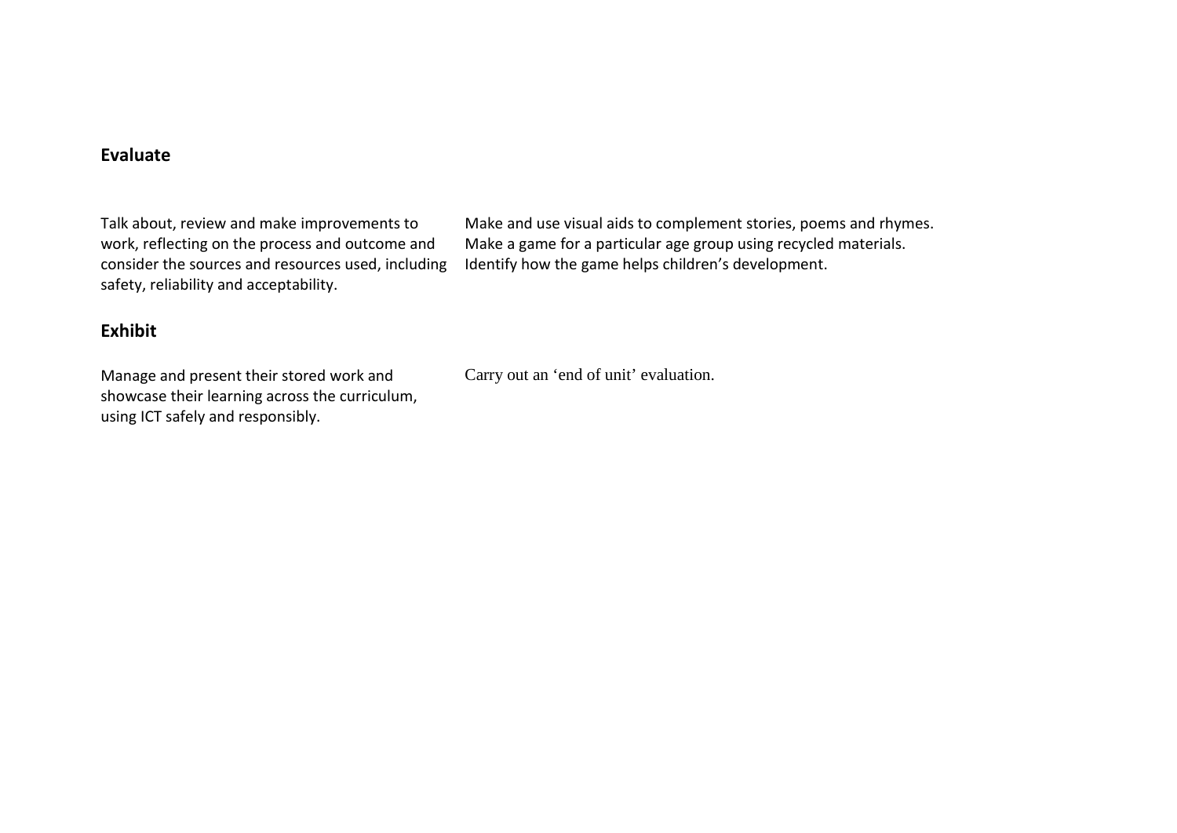## Evaluate

| | |
|---|---|
| Talk about, review and make improvements to work, reflecting on the process and outcome and consider the sources and resources used, including safety, reliability and acceptability. | Make and use visual aids to complement stories, poems and rhymes. Make a game for a particular age group using recycled materials. Identify how the game helps children's development. |

## Exhibit

| | |
|---|---|
| Manage and present their stored work and showcase their learning across the curriculum, using ICT safely and responsibly. | Carry out an 'end of unit' evaluation. |